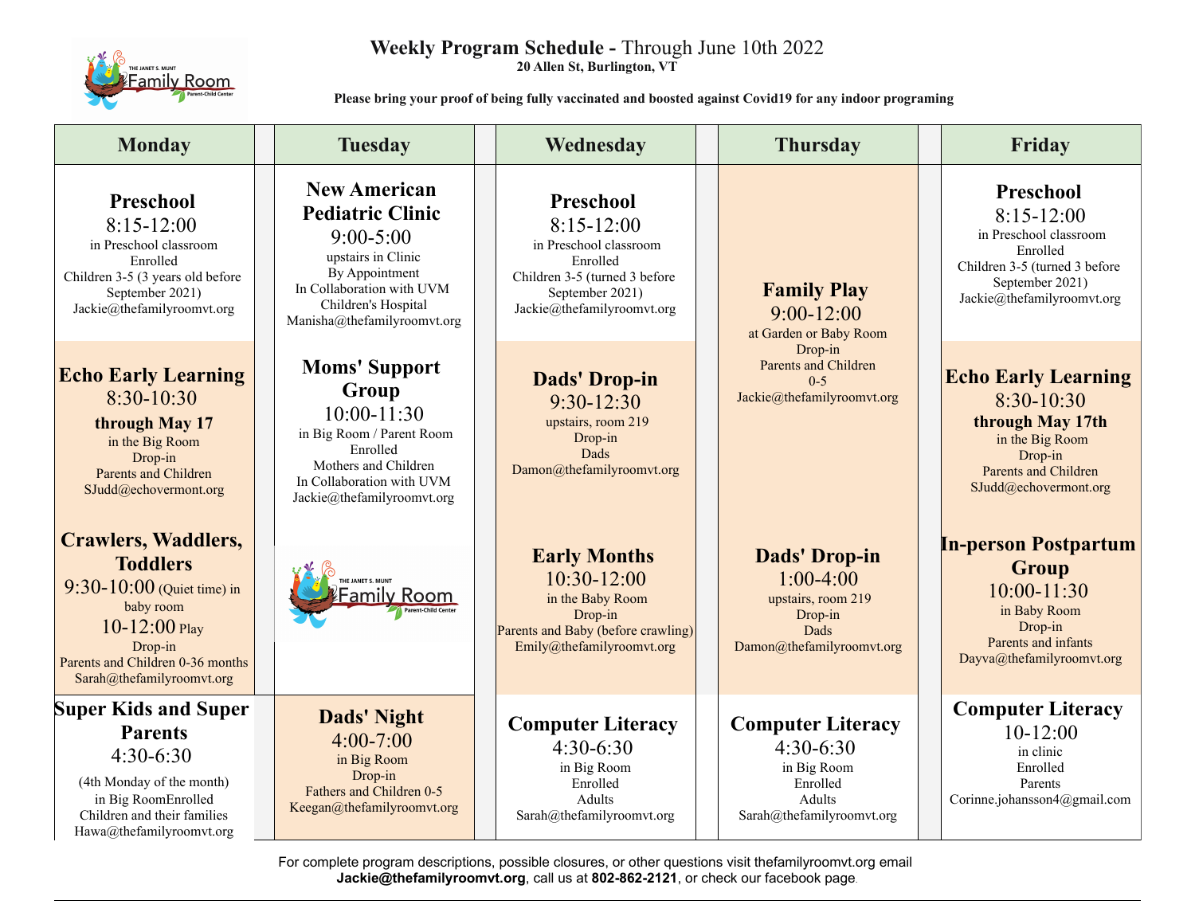# Weekly Program Schedule - Through June 10th 2022

**20 Allen St, Burlington, VT**

**Please bring your proof of being fully vaccinated and boosted against Covid19 for any indoor programing**

| Monday | Tuesday | Wednesday | Thursday | Friday |
|---|---|---|---|---|
| **Preschool** 8:15-12:00 in Preschool classroom Enrolled Children 3-5 (3 years old before September 2021) Jackie@thefamilyroomvt.org | **New American Pediatric Clinic** 9:00-5:00 upstairs in Clinic By Appointment In Collaboration with UVM Children's Hospital Manisha@thefamilyroomvt.org | **Preschool** 8:15-12:00 in Preschool classroom Enrolled Children 3-5 (turned 3 before September 2021) Jackie@thefamilyroomvt.org | **Family Play** 9:00-12:00 at Garden or Baby Room Drop-in Parents and Children 0-5 Jackie@thefamilyroomvt.org | **Preschool** 8:15-12:00 in Preschool classroom Enrolled Children 3-5 (turned 3 before September 2021) Jackie@thefamilyroomvt.org |
| **Echo Early Learning** 8:30-10:30 **through May 17** in the Big Room Drop-in Parents and Children SJudd@echovermont.org | **Moms' Support Group** 10:00-11:30 in Big Room / Parent Room Enrolled Mothers and Children In Collaboration with UVM Jackie@thefamilyroomvt.org | **Dads' Drop-in** 9:30-12:30 upstairs, room 219 Drop-in Dads Damon@thefamilyroomvt.org | | **Echo Early Learning** 8:30-10:30 **through May 17th** in the Big Room Drop-in Parents and Children SJudd@echovermont.org |
| **Crawlers, Waddlers, Toddlers** 9:30-10:00 (Quiet time) in baby room 10-12:00 Play Drop-in Parents and Children 0-36 months Sarah@thefamilyroomvt.org | | **Early Months** 10:30-12:00 in the Baby Room Drop-in Parents and Baby (before crawling) Emily@thefamilyroomvt.org | **Dads' Drop-in** 1:00-4:00 upstairs, room 219 Drop-in Dads Damon@thefamilyroomvt.org | **In-person Postpartum Group** 10:00-11:30 in Baby Room Drop-in Parents and infants Dayva@thefamilyroomvt.org |
| **Super Kids and Super Parents** 4:30-6:30 (4th Monday of the month) in Big RoomEnrolled Children and their families Hawa@thefamilyroomvt.org | **Dads' Night** 4:00-7:00 in Big Room Drop-in Fathers and Children 0-5 Keegan@thefamilyroomvt.org | **Computer Literacy** 4:30-6:30 in Big Room Enrolled Adults Sarah@thefamilyroomvt.org | **Computer Literacy** 4:30-6:30 in Big Room Enrolled Adults Sarah@thefamilyroomvt.org | **Computer Literacy** 10-12:00 in clinic Enrolled Parents Corinne.johansson4@gmail.com |

For complete program descriptions, possible closures, or other questions visit thefamilyroomvt.org email **Jackie@thefamilyroomvt.org**, call us at **802-862-2121**, or check our facebook page.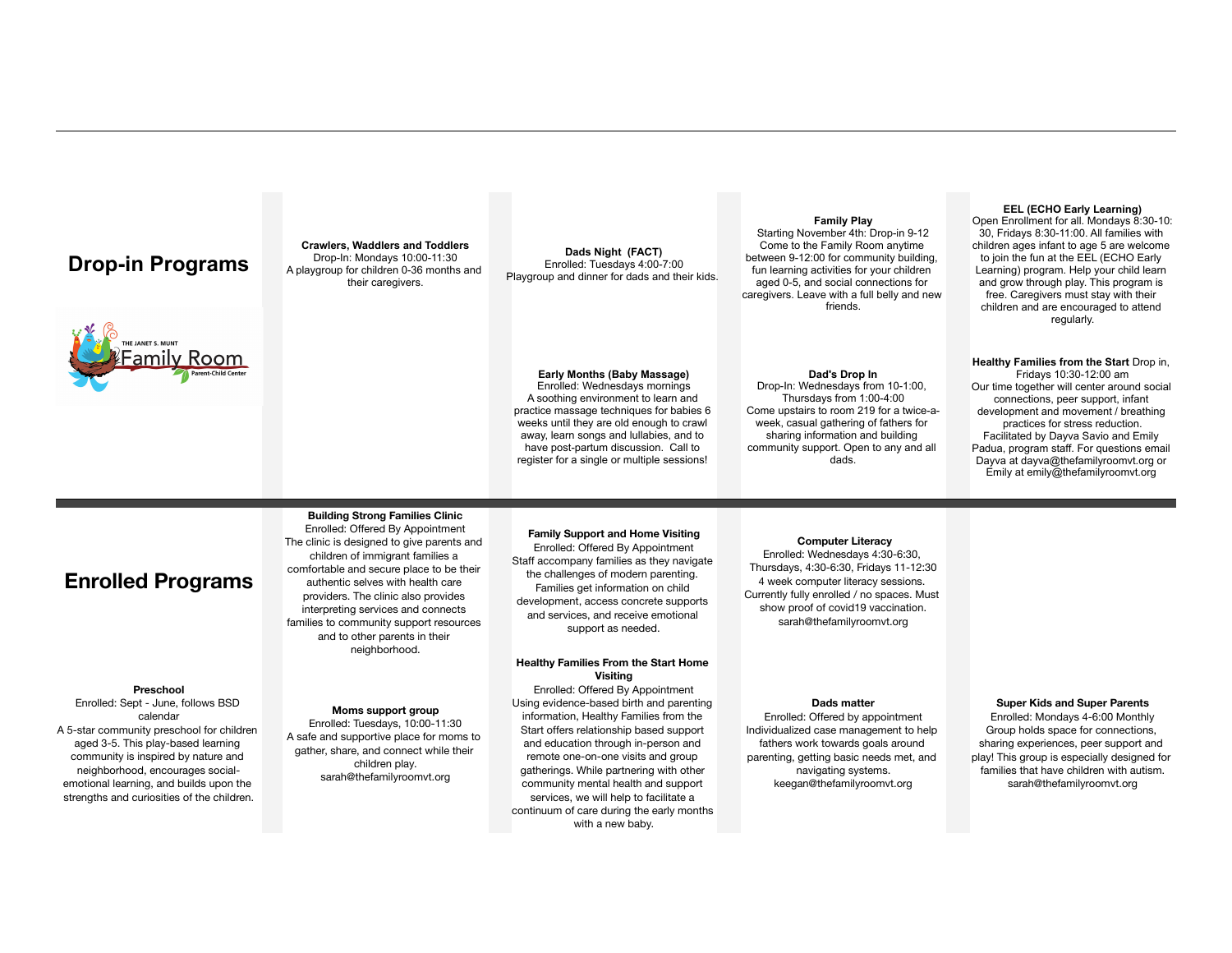## Drop-in Programs

**Crawlers, Waddlers and Toddlers**
Drop-In: Mondays 10:00-11:30
A playgroup for children 0-36 months and their caregivers.

**Dads Night (FACT)**
Enrolled: Tuesdays 4:00-7:00
Playgroup and dinner for dads and their kids.

**Early Months (Baby Massage)**
Enrolled: Wednesdays mornings
A soothing environment to learn and practice massage techniques for babies 6 weeks until they are old enough to crawl away, learn songs and lullabies, and to have post-partum discussion. Call to register for a single or multiple sessions!

**Family Play**
Starting November 4th: Drop-in 9-12
Come to the Family Room anytime between 9-12:00 for community building, fun learning activities for your children aged 0-5, and social connections for caregivers. Leave with a full belly and new friends.

**Dad's Drop In**
Drop-In: Wednesdays from 10-1:00, Thursdays from 1:00-4:00
Come upstairs to room 219 for a twice-a-week, casual gathering of fathers for sharing information and building community support. Open to any and all dads.

**EEL (ECHO Early Learning)**
Open Enrollment for all. Mondays 8:30-10:30, Fridays 8:30-11:00. All families with children ages infant to age 5 are welcome to join the fun at the EEL (ECHO Early Learning) program. Help your child learn and grow through play. This program is free. Caregivers must stay with their children and are encouraged to attend regularly.

**Healthy Families from the Start** Drop in, Fridays 10:30-12:00 am
Our time together will center around social connections, peer support, infant development and movement / breathing practices for stress reduction. Facilitated by Dayva Savio and Emily Padua, program staff. For questions email Dayva at dayva@thefamilyroomvt.org or Emily at emily@thefamilyroomvt.org

THE JANET S. MUNT Family Room Parent-Child Center

## Enrolled Programs

**Preschool**
Enrolled: Sept - June, follows BSD calendar
A 5-star community preschool for children aged 3-5. This play-based learning community is inspired by nature and neighborhood, encourages social-emotional learning, and builds upon the strengths and curiosities of the children.

**Building Strong Families Clinic**
Enrolled: Offered By Appointment
The clinic is designed to give parents and children of immigrant families a comfortable and secure place to be their authentic selves with health care providers. The clinic also provides interpreting services and connects families to community support resources and to other parents in their neighborhood.

**Moms support group**
Enrolled: Tuesdays, 10:00-11:30
A safe and supportive place for moms to gather, share, and connect while their children play.
sarah@thefamilyroomvt.org

**Family Support and Home Visiting**
Enrolled: Offered By Appointment
Staff accompany families as they navigate the challenges of modern parenting. Families get information on child development, access concrete supports and services, and receive emotional support as needed.

**Healthy Families From the Start Home Visiting**
Enrolled: Offered By Appointment
Using evidence-based birth and parenting information, Healthy Families from the Start offers relationship based support and education through in-person and remote one-on-one visits and group gatherings. While partnering with other community mental health and support services, we will help to facilitate a continuum of care during the early months with a new baby.

**Computer Literacy**
Enrolled: Wednesdays 4:30-6:30, Thursdays, 4:30-6:30, Fridays 11-12:30
4 week computer literacy sessions.
Currently fully enrolled / no spaces. Must show proof of covid19 vaccination.
sarah@thefamilyroomvt.org

**Dads matter**
Enrolled: Offered by appointment
Individualized case management to help fathers work towards goals around parenting, getting basic needs met, and navigating systems.
keegan@thefamilyroomvt.org

**Super Kids and Super Parents**
Enrolled: Mondays 4-6:00 Monthly
Group holds space for connections, sharing experiences, peer support and play! This group is especially designed for families that have children with autism.
sarah@thefamilyroomvt.org